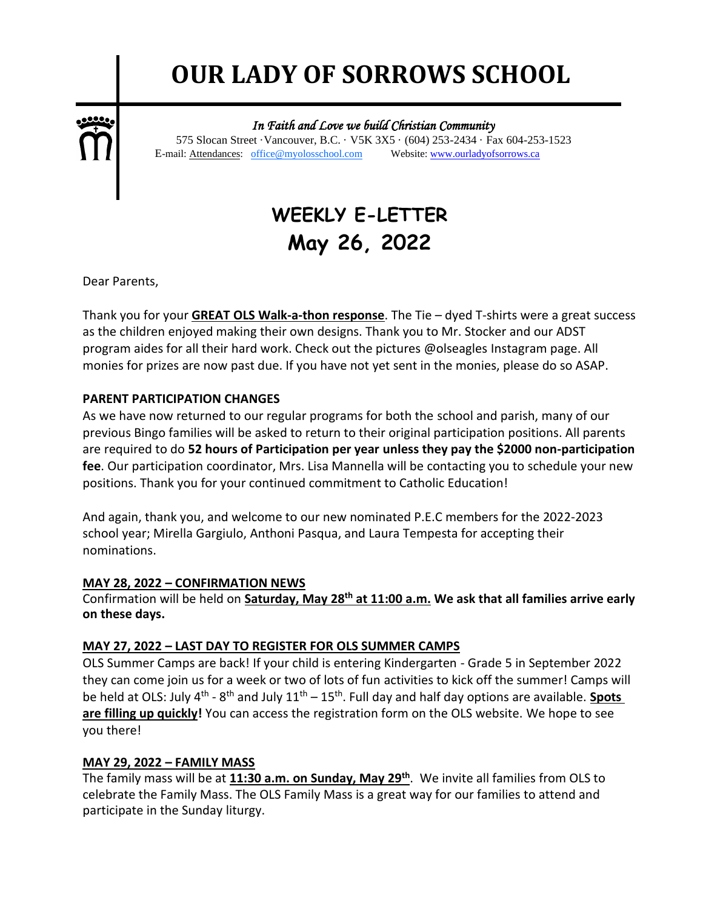# OUR LADY OF SORROWS SCHOOL

*In Faith and Love we build Christian Community*

575 Slocan Street · Vancouver, B.C. · V5K 3X5 · (604) 253-2434 · Fax 604-253-1523
E-mail: Attendances: office@myolosschool.com Website: www.ourladyofsorrows.ca

## WEEKLY E-LETTER
## May 26, 2022

Dear Parents,

Thank you for your **GREAT OLS Walk-a-thon response**. The Tie – dyed T-shirts were a great success as the children enjoyed making their own designs. Thank you to Mr. Stocker and our ADST program aides for all their hard work. Check out the pictures @olseagles Instagram page. All monies for prizes are now past due. If you have not yet sent in the monies, please do so ASAP.

**PARENT PARTICIPATION CHANGES**

As we have now returned to our regular programs for both the school and parish, many of our previous Bingo families will be asked to return to their original participation positions. All parents are required to do **52 hours of Participation per year unless they pay the $2000 non-participation fee**. Our participation coordinator, Mrs. Lisa Mannella will be contacting you to schedule your new positions. Thank you for your continued commitment to Catholic Education!

And again, thank you, and welcome to our new nominated P.E.C members for the 2022-2023 school year; Mirella Gargiulo, Anthoni Pasqua, and Laura Tempesta for accepting their nominations.

**MAY 28, 2022 – CONFIRMATION NEWS**

Confirmation will be held on **Saturday, May 28th at 11:00 a.m. We ask that all families arrive early on these days.**

**MAY 27, 2022 – LAST DAY TO REGISTER FOR OLS SUMMER CAMPS**

OLS Summer Camps are back! If your child is entering Kindergarten - Grade 5 in September 2022 they can come join us for a week or two of lots of fun activities to kick off the summer! Camps will be held at OLS: July 4th - 8th and July 11th – 15th. Full day and half day options are available. **Spots are filling up quickly!** You can access the registration form on the OLS website. We hope to see you there!

**MAY 29, 2022 – FAMILY MASS**

The family mass will be at **11:30 a.m. on Sunday, May 29th**. We invite all families from OLS to celebrate the Family Mass. The OLS Family Mass is a great way for our families to attend and participate in the Sunday liturgy.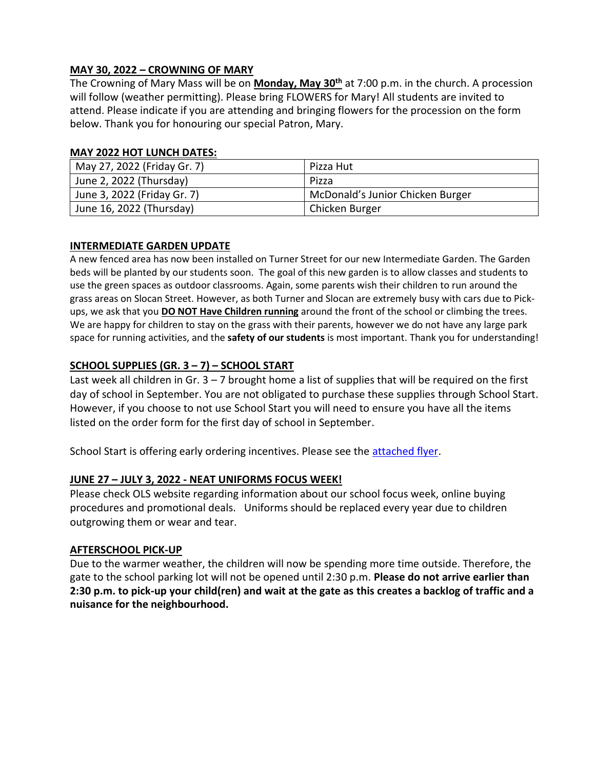## MAY 30, 2022 – CROWNING OF MARY

The Crowning of Mary Mass will be on **Monday, May 30th** at 7:00 p.m. in the church. A procession will follow (weather permitting). Please bring FLOWERS for Mary! All students are invited to attend. Please indicate if you are attending and bringing flowers for the procession on the form below. Thank you for honouring our special Patron, Mary.

## MAY 2022 HOT LUNCH DATES:

| | |
|---|---|
| May 27, 2022 (Friday Gr. 7) | Pizza Hut |
| June 2, 2022 (Thursday) | Pizza |
| June 3, 2022 (Friday Gr. 7) | McDonald's Junior Chicken Burger |
| June 16, 2022 (Thursday) | Chicken Burger |

## INTERMEDIATE GARDEN UPDATE

A new fenced area has now been installed on Turner Street for our new Intermediate Garden. The Garden beds will be planted by our students soon. The goal of this new garden is to allow classes and students to use the green spaces as outdoor classrooms. Again, some parents wish their children to run around the grass areas on Slocan Street. However, as both Turner and Slocan are extremely busy with cars due to Pick-ups, we ask that you **DO NOT Have Children running** around the front of the school or climbing the trees. We are happy for children to stay on the grass with their parents, however we do not have any large park space for running activities, and the **safety of our students** is most important. Thank you for understanding!

## SCHOOL SUPPLIES (GR. 3 – 7) – SCHOOL START

Last week all children in Gr. 3 – 7 brought home a list of supplies that will be required on the first day of school in September. You are not obligated to purchase these supplies through School Start. However, if you choose to not use School Start you will need to ensure you have all the items listed on the order form for the first day of school in September.

School Start is offering early ordering incentives. Please see the attached flyer.

## JUNE 27 – JULY 3, 2022 - NEAT UNIFORMS FOCUS WEEK!

Please check OLS website regarding information about our school focus week, online buying procedures and promotional deals. Uniforms should be replaced every year due to children outgrowing them or wear and tear.

## AFTERSCHOOL PICK-UP

Due to the warmer weather, the children will now be spending more time outside. Therefore, the gate to the school parking lot will not be opened until 2:30 p.m. **Please do not arrive earlier than 2:30 p.m. to pick-up your child(ren) and wait at the gate as this creates a backlog of traffic and a nuisance for the neighbourhood.**